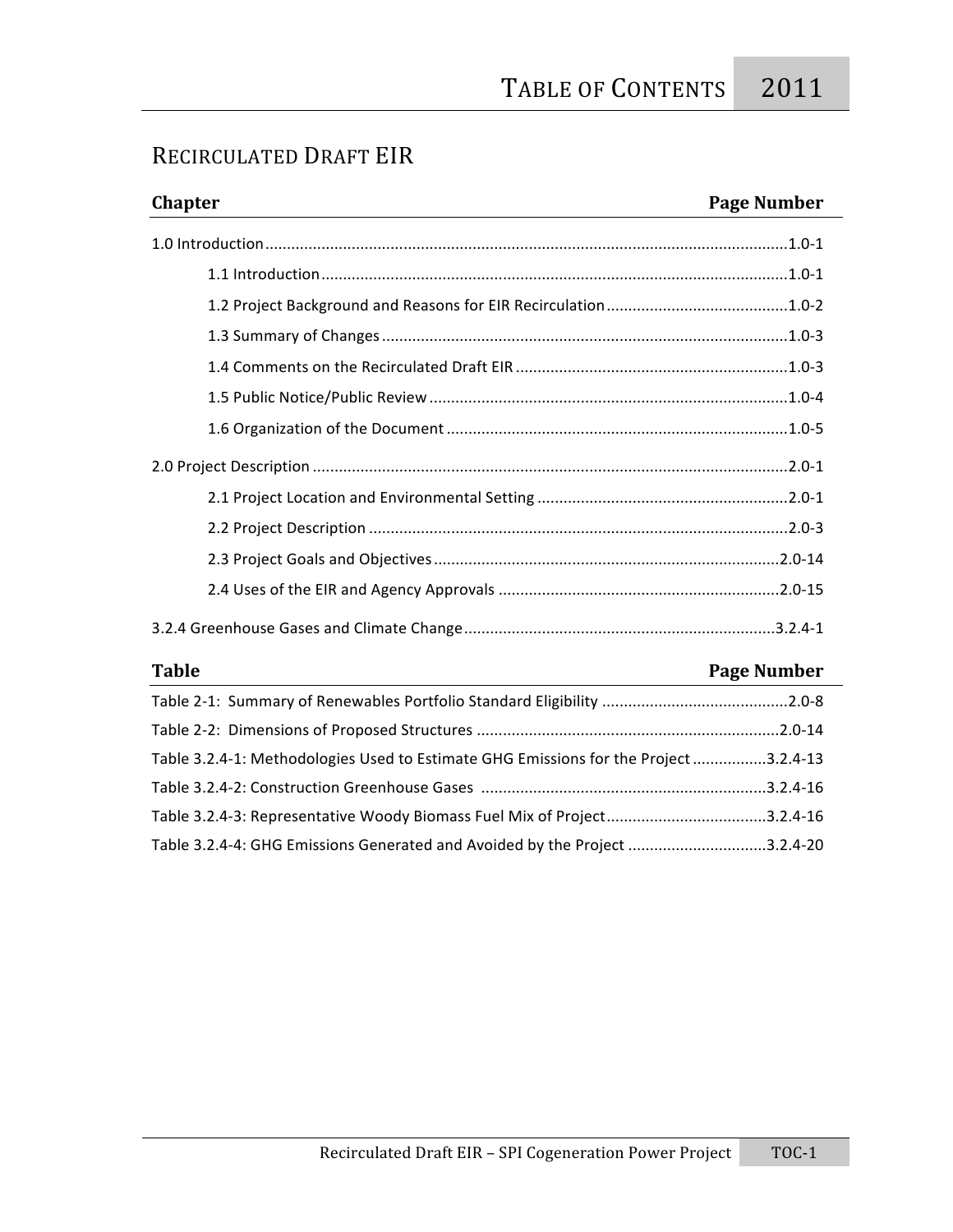# TABLE OF CONTENTS 2011

## RECIRCULATED DRAFT EIR

| Chapter | Page Number |
|---|---|
| 1.0 Introduction | 1.0-1 |
| 1.1 Introduction | 1.0-1 |
| 1.2 Project Background and Reasons for EIR Recirculation | 1.0-2 |
| 1.3 Summary of Changes | 1.0-3 |
| 1.4 Comments on the Recirculated Draft EIR | 1.0-3 |
| 1.5 Public Notice/Public Review | 1.0-4 |
| 1.6 Organization of the Document | 1.0-5 |
| 2.0 Project Description | 2.0-1 |
| 2.1 Project Location and Environmental Setting | 2.0-1 |
| 2.2 Project Description | 2.0-3 |
| 2.3 Project Goals and Objectives | 2.0-14 |
| 2.4 Uses of the EIR and Agency Approvals | 2.0-15 |
| 3.2.4 Greenhouse Gases and Climate Change | 3.2.4-1 |

| Table | Page Number |
|---|---|
| Table 2-1: Summary of Renewables Portfolio Standard Eligibility | 2.0-8 |
| Table 2-2: Dimensions of Proposed Structures | 2.0-14 |
| Table 3.2.4-1: Methodologies Used to Estimate GHG Emissions for the Project | 3.2.4-13 |
| Table 3.2.4-2: Construction Greenhouse Gases | 3.2.4-16 |
| Table 3.2.4-3: Representative Woody Biomass Fuel Mix of Project | 3.2.4-16 |
| Table 3.2.4-4: GHG Emissions Generated and Avoided by the Project | 3.2.4-20 |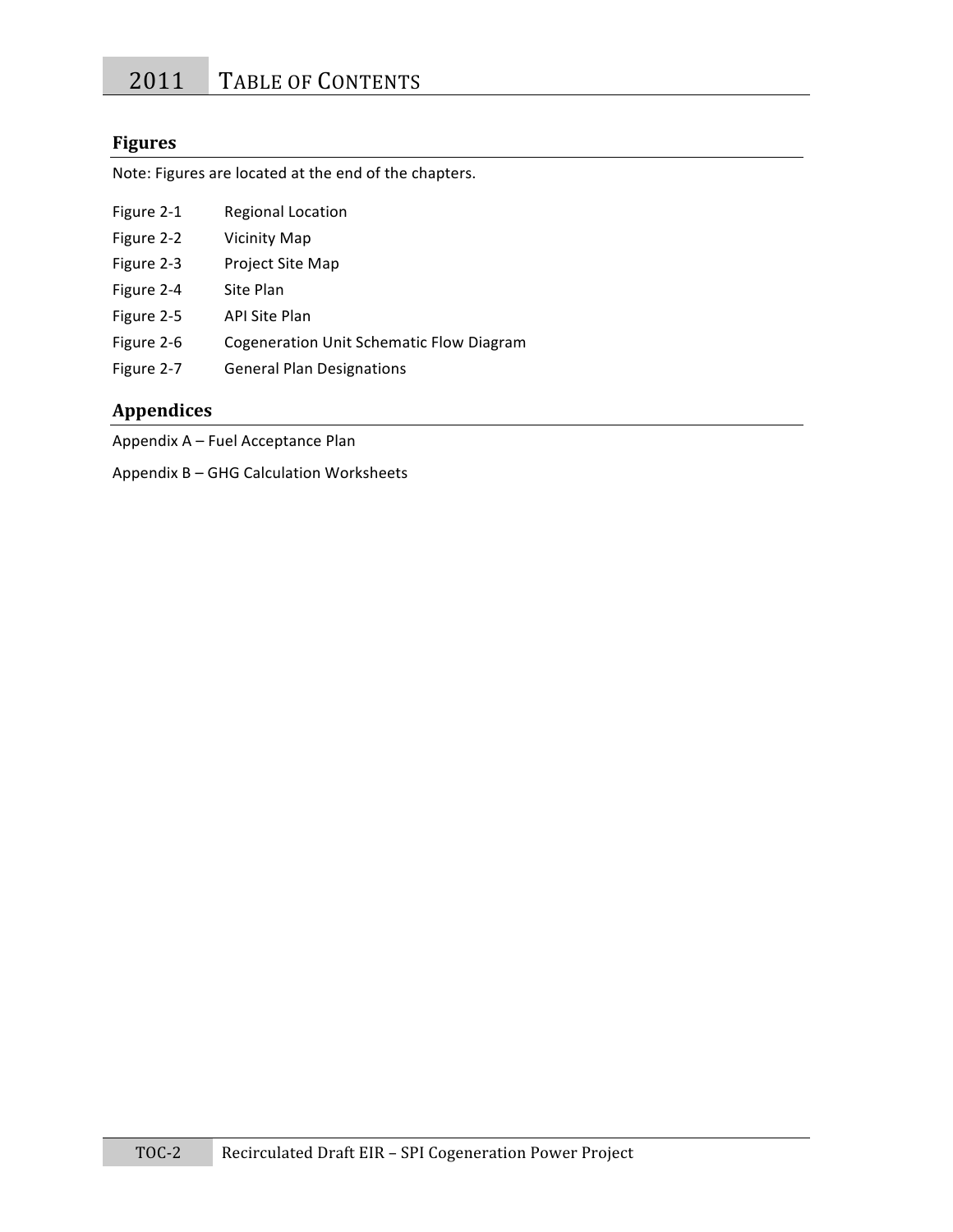## Figures

Note: Figures are located at the end of the chapters.

| | |
|---|---|
| Figure 2-1 | Regional Location |
| Figure 2-2 | Vicinity Map |
| Figure 2-3 | Project Site Map |
| Figure 2-4 | Site Plan |
| Figure 2-5 | API Site Plan |
| Figure 2-6 | Cogeneration Unit Schematic Flow Diagram |
| Figure 2-7 | General Plan Designations |

## Appendices

Appendix A – Fuel Acceptance Plan

Appendix B – GHG Calculation Worksheets